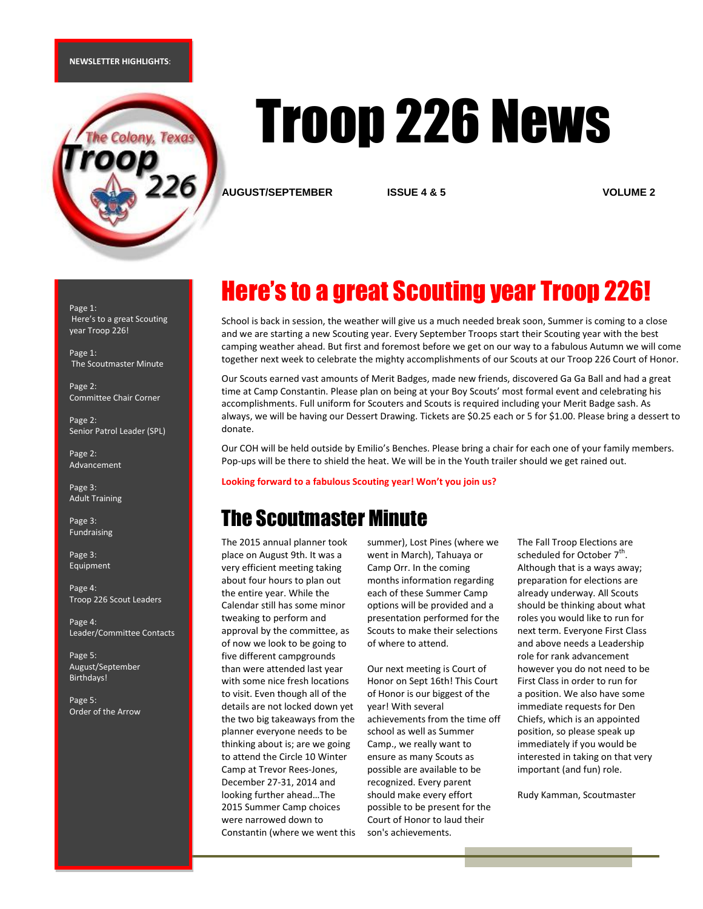NEWSLETTER HIGHLIGHTS:

# Troop 226 News

**AUGUST/SEPTEMBER** **ISSUE 4 & 5** **VOLUME 2**

Page 1:
Here's to a great Scouting year Troop 226!

Page 1:
The Scoutmaster Minute

Page 2:
Committee Chair Corner

Page 2:
Senior Patrol Leader (SPL)

Page 2:
Advancement

Page 3:
Adult Training

Page 3:
Fundraising

Page 3:
Equipment

Page 4:
Troop 226 Scout Leaders

Page 4:
Leader/Committee Contacts

Page 5:
August/September Birthdays!

Page 5:
Order of the Arrow

## Here's to a great Scouting year Troop 226!

School is back in session, the weather will give us a much needed break soon, Summer is coming to a close and we are starting a new Scouting year. Every September Troops start their Scouting year with the best camping weather ahead. But first and foremost before we get on our way to a fabulous Autumn we will come together next week to celebrate the mighty accomplishments of our Scouts at our Troop 226 Court of Honor.

Our Scouts earned vast amounts of Merit Badges, made new friends, discovered Ga Ga Ball and had a great time at Camp Constantin. Please plan on being at your Boy Scouts' most formal event and celebrating his accomplishments. Full uniform for Scouters and Scouts is required including your Merit Badge sash. As always, we will be having our Dessert Drawing. Tickets are $0.25 each or 5 for $1.00. Please bring a dessert to donate.

Our COH will be held outside by Emilio's Benches. Please bring a chair for each one of your family members. Pop-ups will be there to shield the heat. We will be in the Youth trailer should we get rained out.

**Looking forward to a fabulous Scouting year! Won't you join us?**

## The Scoutmaster Minute

The 2015 annual planner took place on August 9th. It was a very efficient meeting taking about four hours to plan out the entire year. While the Calendar still has some minor tweaking to perform and approval by the committee, as of now we look to be going to five different campgrounds than were attended last year with some nice fresh locations to visit. Even though all of the details are not locked down yet the two big takeaways from the planner everyone needs to be thinking about is; are we going to attend the Circle 10 Winter Camp at Trevor Rees-Jones, December 27-31, 2014 and looking further ahead…The 2015 Summer Camp choices were narrowed down to Constantin (where we went this summer), Lost Pines (where we went in March), Tahuaya or Camp Orr. In the coming months information regarding each of these Summer Camp options will be provided and a presentation performed for the Scouts to make their selections of where to attend.

Our next meeting is Court of Honor on Sept 16th! This Court of Honor is our biggest of the year! With several achievements from the time off school as well as Summer Camp., we really want to ensure as many Scouts as possible are available to be recognized. Every parent should make every effort possible to be present for the Court of Honor to laud their son's achievements.

The Fall Troop Elections are scheduled for October 7th. Although that is a ways away; preparation for elections are already underway. All Scouts should be thinking about what roles you would like to run for next term. Everyone First Class and above needs a Leadership role for rank advancement however you do not need to be First Class in order to run for a position. We also have some immediate requests for Den Chiefs, which is an appointed position, so please speak up immediately if you would be interested in taking on that very important (and fun) role.

Rudy Kamman, Scoutmaster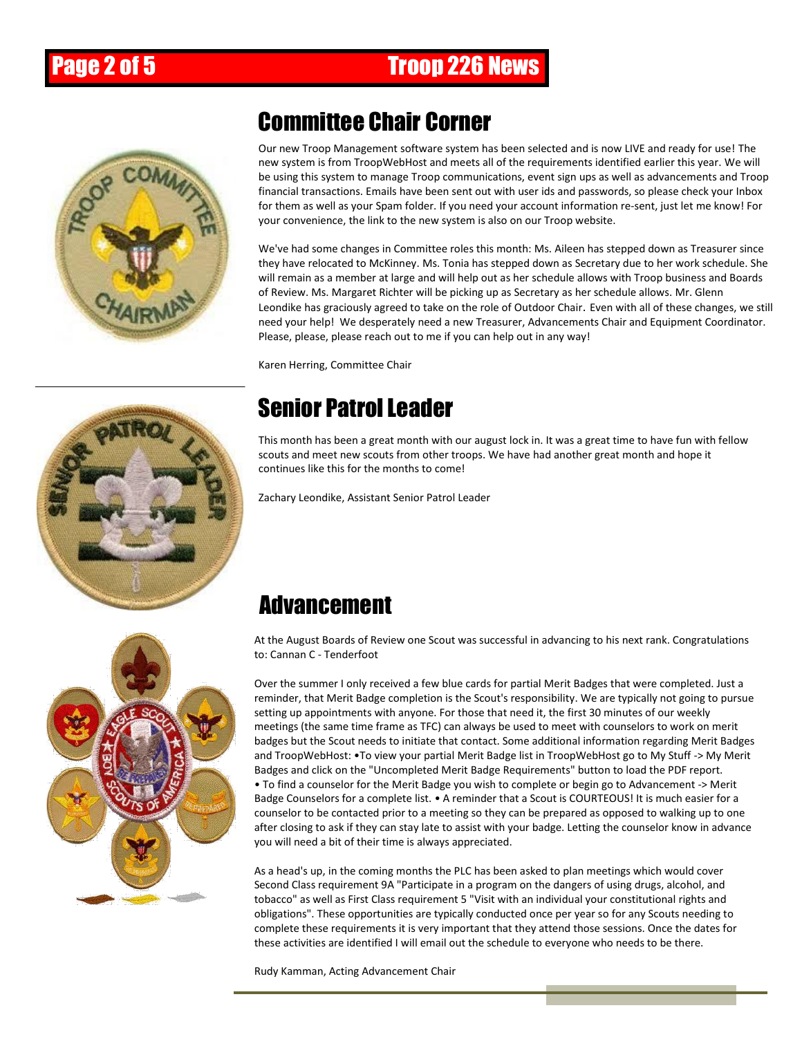## Committee Chair Corner

Our new Troop Management software system has been selected and is now LIVE and ready for use! The new system is from TroopWebHost and meets all of the requirements identified earlier this year. We will be using this system to manage Troop communications, event sign ups as well as advancements and Troop financial transactions. Emails have been sent out with user ids and passwords, so please check your Inbox for them as well as your Spam folder. If you need your account information re-sent, just let me know! For your convenience, the link to the new system is also on our Troop website.

We've had some changes in Committee roles this month: Ms. Aileen has stepped down as Treasurer since they have relocated to McKinney. Ms. Tonia has stepped down as Secretary due to her work schedule. She will remain as a member at large and will help out as her schedule allows with Troop business and Boards of Review. Ms. Margaret Richter will be picking up as Secretary as her schedule allows. Mr. Glenn Leondike has graciously agreed to take on the role of Outdoor Chair. Even with all of these changes, we still need your help! We desperately need a new Treasurer, Advancements Chair and Equipment Coordinator. Please, please, please reach out to me if you can help out in any way!

Karen Herring, Committee Chair

## Senior Patrol Leader

This month has been a great month with our august lock in. It was a great time to have fun with fellow scouts and meet new scouts from other troops. We have had another great month and hope it continues like this for the months to come!

Zachary Leondike, Assistant Senior Patrol Leader

## Advancement

At the August Boards of Review one Scout was successful in advancing to his next rank. Congratulations to: Cannan C - Tenderfoot

Over the summer I only received a few blue cards for partial Merit Badges that were completed. Just a reminder, that Merit Badge completion is the Scout's responsibility. We are typically not going to pursue setting up appointments with anyone. For those that need it, the first 30 minutes of our weekly meetings (the same time frame as TFC) can always be used to meet with counselors to work on merit badges but the Scout needs to initiate that contact. Some additional information regarding Merit Badges and TroopWebHost: •To view your partial Merit Badge list in TroopWebHost go to My Stuff -> My Merit Badges and click on the "Uncompleted Merit Badge Requirements" button to load the PDF report. • To find a counselor for the Merit Badge you wish to complete or begin go to Advancement -> Merit Badge Counselors for a complete list. • A reminder that a Scout is COURTEOUS! It is much easier for a counselor to be contacted prior to a meeting so they can be prepared as opposed to walking up to one after closing to ask if they can stay late to assist with your badge. Letting the counselor know in advance you will need a bit of their time is always appreciated.

As a head's up, in the coming months the PLC has been asked to plan meetings which would cover Second Class requirement 9A "Participate in a program on the dangers of using drugs, alcohol, and tobacco" as well as First Class requirement 5 "Visit with an individual your constitutional rights and obligations". These opportunities are typically conducted once per year so for any Scouts needing to complete these requirements it is very important that they attend those sessions. Once the dates for these activities are identified I will email out the schedule to everyone who needs to be there.

Rudy Kamman, Acting Advancement Chair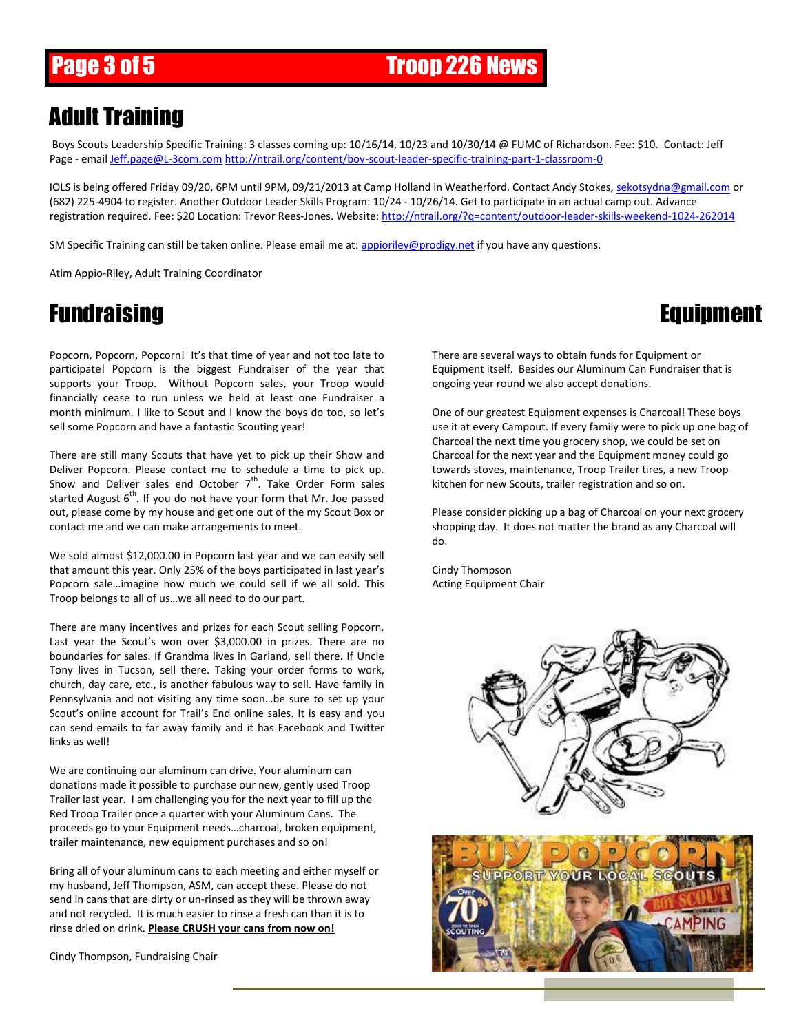## Adult Training

Boys Scouts Leadership Specific Training: 3 classes coming up: 10/16/14, 10/23 and 10/30/14 @ FUMC of Richardson. Fee: $10. Contact: Jeff Page - email Jeff.page@L-3com.com http://ntrail.org/content/boy-scout-leader-specific-training-part-1-classroom-0

IOLS is being offered Friday 09/20, 6PM until 9PM, 09/21/2013 at Camp Holland in Weatherford. Contact Andy Stokes, sekotsydna@gmail.com or (682) 225-4904 to register. Another Outdoor Leader Skills Program: 10/24 - 10/26/14. Get to participate in an actual camp out. Advance registration required. Fee: $20 Location: Trevor Rees-Jones. Website: http://ntrail.org/?q=content/outdoor-leader-skills-weekend-1024-262014

SM Specific Training can still be taken online. Please email me at: appioriley@prodigy.net if you have any questions.

Atim Appio-Riley, Adult Training Coordinator

## Fundraising

Popcorn, Popcorn, Popcorn! It's that time of year and not too late to participate! Popcorn is the biggest Fundraiser of the year that supports your Troop. Without Popcorn sales, your Troop would financially cease to run unless we held at least one Fundraiser a month minimum. I like to Scout and I know the boys do too, so let's sell some Popcorn and have a fantastic Scouting year!

There are still many Scouts that have yet to pick up their Show and Deliver Popcorn. Please contact me to schedule a time to pick up. Show and Deliver sales end October 7th. Take Order Form sales started August 6th. If you do not have your form that Mr. Joe passed out, please come by my house and get one out of the my Scout Box or contact me and we can make arrangements to meet.

We sold almost $12,000.00 in Popcorn last year and we can easily sell that amount this year. Only 25% of the boys participated in last year's Popcorn sale…imagine how much we could sell if we all sold. This Troop belongs to all of us…we all need to do our part.

There are many incentives and prizes for each Scout selling Popcorn. Last year the Scout's won over $3,000.00 in prizes. There are no boundaries for sales. If Grandma lives in Garland, sell there. If Uncle Tony lives in Tucson, sell there. Taking your order forms to work, church, day care, etc., is another fabulous way to sell. Have family in Pennsylvania and not visiting any time soon…be sure to set up your Scout's online account for Trail's End online sales. It is easy and you can send emails to far away family and it has Facebook and Twitter links as well!

We are continuing our aluminum can drive. Your aluminum can donations made it possible to purchase our new, gently used Troop Trailer last year. I am challenging you for the next year to fill up the Red Troop Trailer once a quarter with your Aluminum Cans. The proceeds go to your Equipment needs…charcoal, broken equipment, trailer maintenance, new equipment purchases and so on!

Bring all of your aluminum cans to each meeting and either myself or my husband, Jeff Thompson, ASM, can accept these. Please do not send in cans that are dirty or un-rinsed as they will be thrown away and not recycled. It is much easier to rinse a fresh can than it is to rinse dried on drink. **Please CRUSH your cans from now on!**

Cindy Thompson, Fundraising Chair

## Equipment

There are several ways to obtain funds for Equipment or Equipment itself. Besides our Aluminum Can Fundraiser that is ongoing year round we also accept donations.

One of our greatest Equipment expenses is Charcoal! These boys use it at every Campout. If every family were to pick up one bag of Charcoal the next time you grocery shop, we could be set on Charcoal for the next year and the Equipment money could go towards stoves, maintenance, Troop Trailer tires, a new Troop kitchen for new Scouts, trailer registration and so on.

Please consider picking up a bag of Charcoal on your next grocery shopping day. It does not matter the brand as any Charcoal will do.

Cindy Thompson
Acting Equipment Chair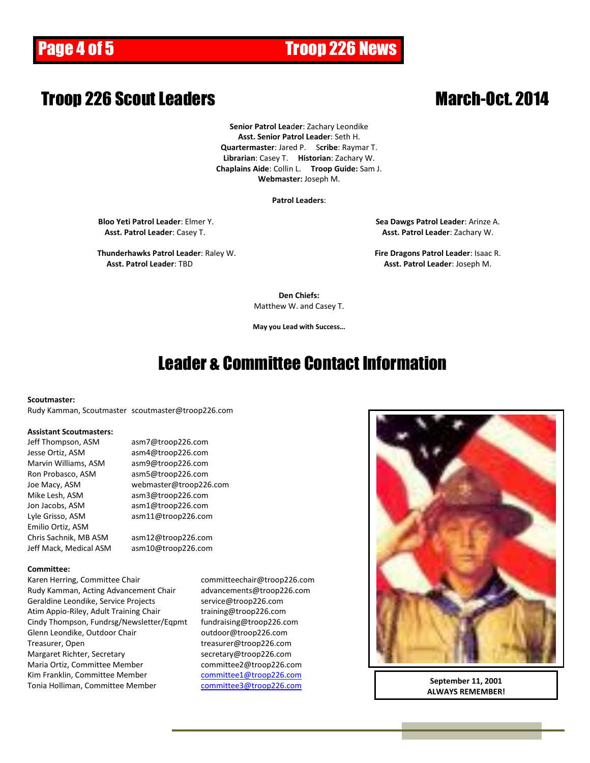# Troop 226 Scout Leaders March-Oct. 2014

**Senior Patrol Leader**: Zachary Leondike
**Asst. Senior Patrol Leader**: Seth H.
**Quartermaster**: Jared P. **Scribe**: Raymar T.
**Librarian**: Casey T. **Historian**: Zachary W.
**Chaplains Aide**: Collin L. **Troop Guide:** Sam J.
**Webmaster:** Joseph M.

**Patrol Leaders**:

**Bloo Yeti Patrol Leader**: Elmer Y.
**Asst. Patrol Leader**: Casey T.

**Thunderhawks Patrol Leader**: Raley W.
**Asst. Patrol Leader**: TBD

**Sea Dawgs Patrol Leader**: Arinze A.
**Asst. Patrol Leader**: Zachary W.

**Fire Dragons Patrol Leader**: Isaac R.
**Asst. Patrol Leader**: Joseph M.

**Den Chiefs:**
Matthew W. and Casey T.

**May you Lead with Success…**

# Leader & Committee Contact Information

**Scoutmaster:**
Rudy Kamman, Scoutmaster scoutmaster@troop226.com

**Assistant Scoutmasters:**

| | |
|---|---|
| Jeff Thompson, ASM | asm7@troop226.com |
| Jesse Ortiz, ASM | asm4@troop226.com |
| Marvin Williams, ASM | asm9@troop226.com |
| Ron Probasco, ASM | asm5@troop226.com |
| Joe Macy, ASM | webmaster@troop226.com |
| Mike Lesh, ASM | asm3@troop226.com |
| Jon Jacobs, ASM | asm1@troop226.com |
| Lyle Grisso, ASM | asm11@troop226.com |
| Emilio Ortiz, ASM | |
| Chris Sachnik, MB ASM | asm12@troop226.com |
| Jeff Mack, Medical ASM | asm10@troop226.com |

**Committee:**

| | |
|---|---|
| Karen Herring, Committee Chair | committeechair@troop226.com |
| Rudy Kamman, Acting Advancement Chair | advancements@troop226.com |
| Geraldine Leondike, Service Projects | service@troop226.com |
| Atim Appio-Riley, Adult Training Chair | training@troop226.com |
| Cindy Thompson, Fundrsg/Newsletter/Eqpmt | fundraising@troop226.com |
| Glenn Leondike, Outdoor Chair | outdoor@troop226.com |
| Treasurer, Open | treasurer@troop226.com |
| Margaret Richter, Secretary | secretary@troop226.com |
| Maria Ortiz, Committee Member | committee2@troop226.com |
| Kim Franklin, Committee Member | committee1@troop226.com |
| Tonia Holliman, Committee Member | committee3@troop226.com |

**September 11, 2001**
**ALWAYS REMEMBER!**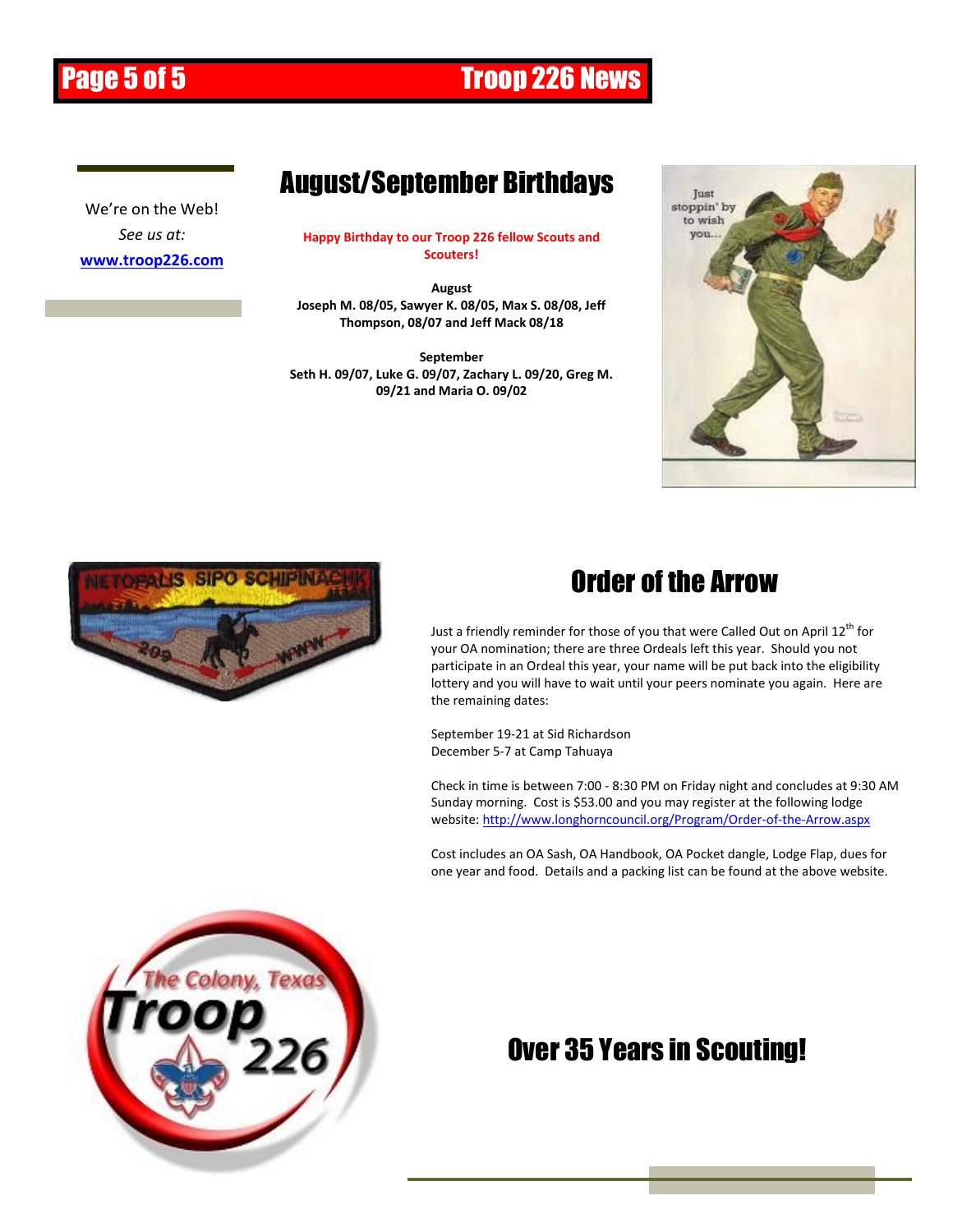We're on the Web!

*See us at:*

**www.troop226.com**

## August/September Birthdays

**Happy Birthday to our Troop 226 fellow Scouts and Scouters!**

**August**
**Joseph M. 08/05, Sawyer K. 08/05, Max S. 08/08, Jeff Thompson, 08/07 and Jeff Mack 08/18**

**September**
**Seth H. 09/07, Luke G. 09/07, Zachary L. 09/20, Greg M. 09/21 and Maria O. 09/02**

## Order of the Arrow

Just a friendly reminder for those of you that were Called Out on April 12th for your OA nomination; there are three Ordeals left this year. Should you not participate in an Ordeal this year, your name will be put back into the eligibility lottery and you will have to wait until your peers nominate you again. Here are the remaining dates:

September 19-21 at Sid Richardson
December 5-7 at Camp Tahuaya

Check in time is between 7:00 - 8:30 PM on Friday night and concludes at 9:30 AM Sunday morning. Cost is $53.00 and you may register at the following lodge website: http://www.longhorncouncil.org/Program/Order-of-the-Arrow.aspx

Cost includes an OA Sash, OA Handbook, OA Pocket dangle, Lodge Flap, dues for one year and food. Details and a packing list can be found at the above website.

## Over 35 Years in Scouting!